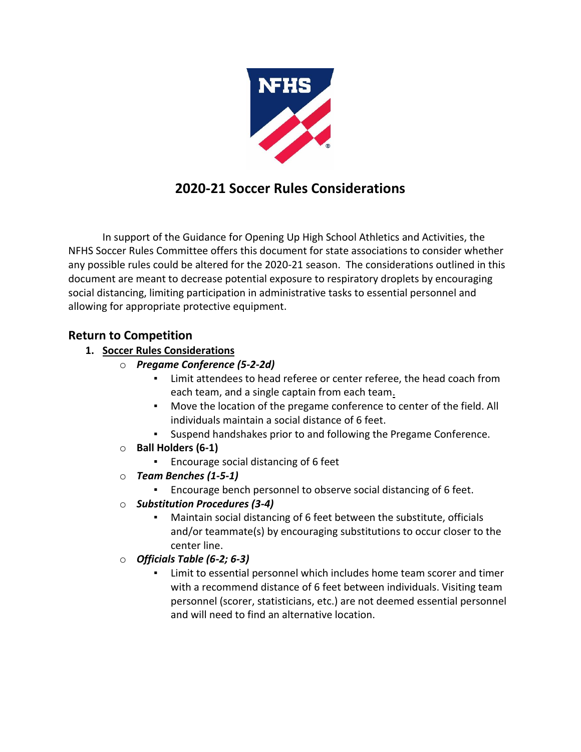# 2020-21 Soccer Rules Considerations

In support of the Guidance for Opening Up High School Athletics and Activities, the NFHS Soccer Rules Committee offers this document for state associations to consider whether any possible rules could be altered for the 2020-21 season. The considerations outlined in this document are meant to decrease potential exposure to respiratory droplets by encouraging social distancing, limiting participation in administrative tasks to essential personnel and allowing for appropriate protective equipment.

## Return to Competition

1. **Soccer Rules Considerations**
   - ***Pregame Conference (5-2-2d)***
     - Limit attendees to head referee or center referee, the head coach from each team, and a single captain from each team.
     - Move the location of the pregame conference to center of the field. All individuals maintain a social distance of 6 feet.
     - Suspend handshakes prior to and following the Pregame Conference.
   - **Ball Holders (6-1)**
     - Encourage social distancing of 6 feet
   - ***Team Benches (1-5-1)***
     - Encourage bench personnel to observe social distancing of 6 feet.
   - ***Substitution Procedures (3-4)***
     - Maintain social distancing of 6 feet between the substitute, officials and/or teammate(s) by encouraging substitutions to occur closer to the center line.
   - ***Officials Table (6-2; 6-3)***
     - Limit to essential personnel which includes home team scorer and timer with a recommend distance of 6 feet between individuals. Visiting team personnel (scorer, statisticians, etc.) are not deemed essential personnel and will need to find an alternative location.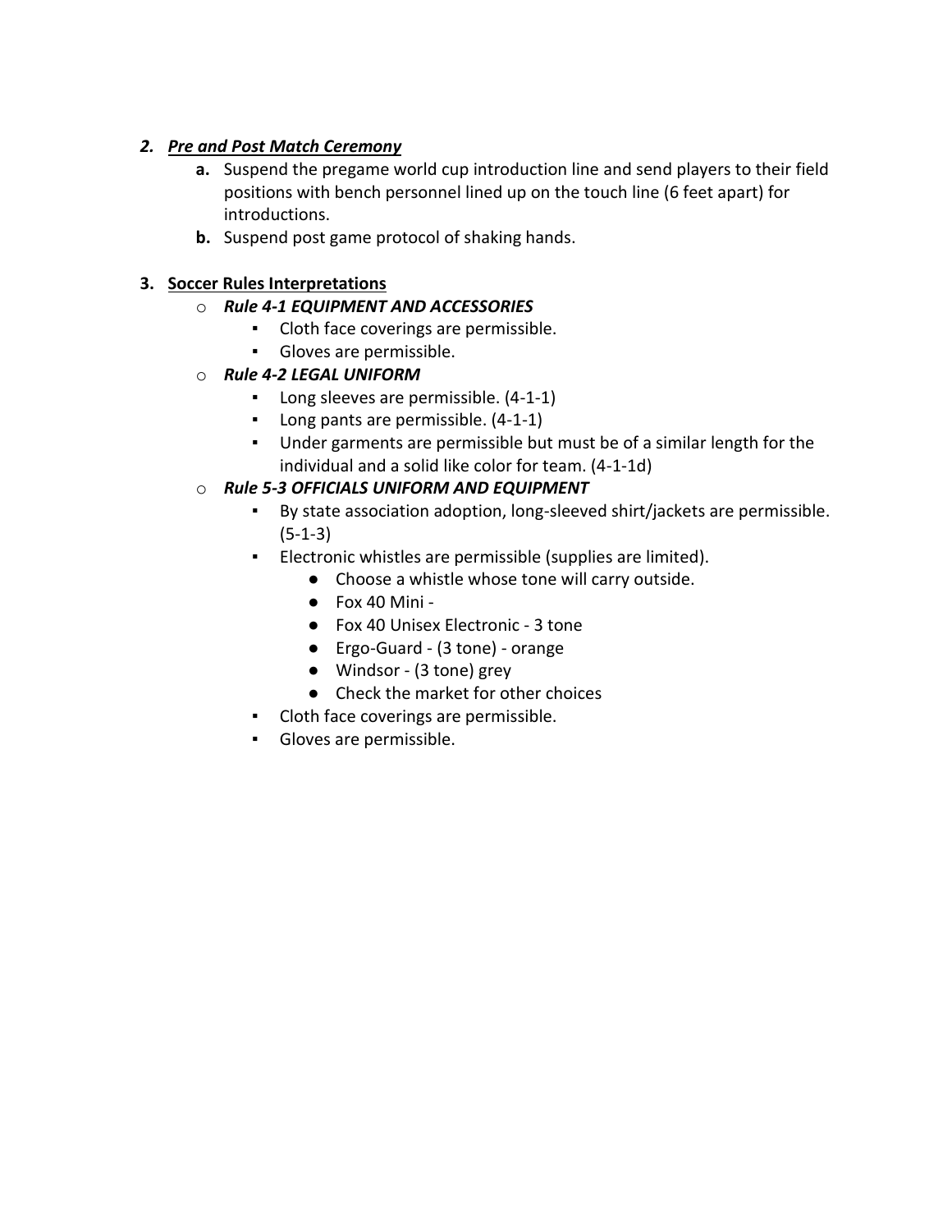2. ***Pre and Post Match Ceremony***
   - **a.** Suspend the pregame world cup introduction line and send players to their field positions with bench personnel lined up on the touch line (6 feet apart) for introductions.
   - **b.** Suspend post game protocol of shaking hands.

3. **Soccer Rules Interpretations**
   - ***Rule 4-1 EQUIPMENT AND ACCESSORIES***
     - Cloth face coverings are permissible.
     - Gloves are permissible.
   - ***Rule 4-2 LEGAL UNIFORM***
     - Long sleeves are permissible. (4-1-1)
     - Long pants are permissible. (4-1-1)
     - Under garments are permissible but must be of a similar length for the individual and a solid like color for team. (4-1-1d)
   - ***Rule 5-3 OFFICIALS UNIFORM AND EQUIPMENT***
     - By state association adoption, long-sleeved shirt/jackets are permissible. (5-1-3)
     - Electronic whistles are permissible (supplies are limited).
       - Choose a whistle whose tone will carry outside.
       - Fox 40 Mini -
       - Fox 40 Unisex Electronic - 3 tone
       - Ergo-Guard - (3 tone) - orange
       - Windsor - (3 tone) grey
       - Check the market for other choices
     - Cloth face coverings are permissible.
     - Gloves are permissible.